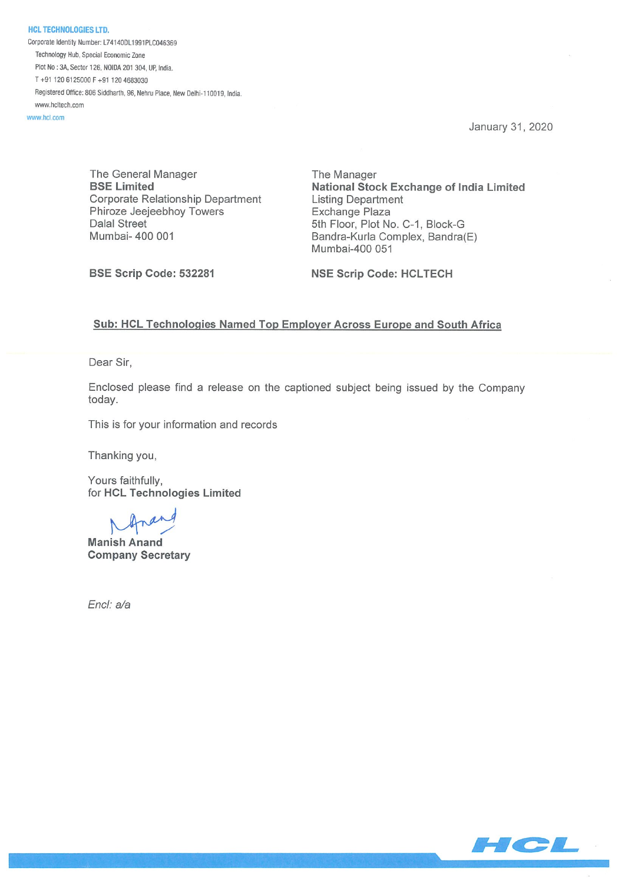**HCL TECHNOLOGIES LTD.**
Corporate Identity Number: L74140DL1991PLC046369
Technology Hub, Special Economic Zone
Plot No : 3A, Sector 126, NOIDA 201 304, UP, India.
T +91 120 6125000 F +91 120 4683030
Registered Office: 806 Siddharth, 96, Nehru Place, New Delhi-110019, India.
www.hcltech.com
www.hcl.com

January 31, 2020

The General Manager
**BSE Limited**
Corporate Relationship Department
Phiroze Jeejeebhoy Towers
Dalal Street
Mumbai- 400 001

**BSE Scrip Code: 532281**

The Manager
**National Stock Exchange of India Limited**
Listing Department
Exchange Plaza
5th Floor, Plot No. C-1, Block-G
Bandra-Kurla Complex, Bandra(E)
Mumbai-400 051

**NSE Scrip Code: HCLTECH**

**Sub: HCL Technologies Named Top Employer Across Europe and South Africa**

Dear Sir,

Enclosed please find a release on the captioned subject being issued by the Company today.

This is for your information and records

Thanking you,

Yours faithfully,
for **HCL Technologies Limited**

**Manish Anand**
**Company Secretary**

*Encl: a/a*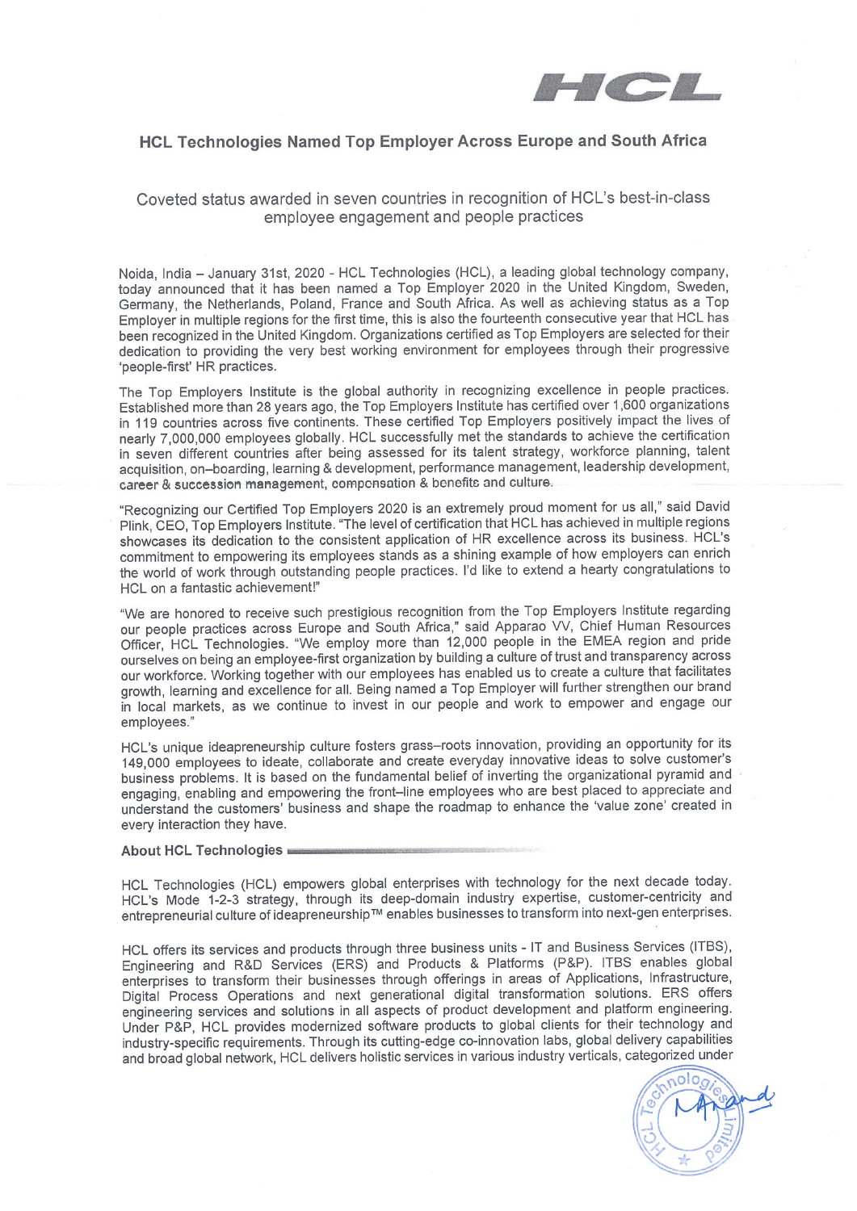# HCL Technologies Named Top Employer Across Europe and South Africa

Coveted status awarded in seven countries in recognition of HCL's best-in-class employee engagement and people practices

Noida, India – January 31st, 2020 - HCL Technologies (HCL), a leading global technology company, today announced that it has been named a Top Employer 2020 in the United Kingdom, Sweden, Germany, the Netherlands, Poland, France and South Africa. As well as achieving status as a Top Employer in multiple regions for the first time, this is also the fourteenth consecutive year that HCL has been recognized in the United Kingdom. Organizations certified as Top Employers are selected for their dedication to providing the very best working environment for employees through their progressive 'people-first' HR practices.

The Top Employers Institute is the global authority in recognizing excellence in people practices. Established more than 28 years ago, the Top Employers Institute has certified over 1,600 organizations in 119 countries across five continents. These certified Top Employers positively impact the lives of nearly 7,000,000 employees globally. HCL successfully met the standards to achieve the certification in seven different countries after being assessed for its talent strategy, workforce planning, talent acquisition, on–boarding, learning & development, performance management, leadership development, career & succession management, compensation & benefits and culture.

"Recognizing our Certified Top Employers 2020 is an extremely proud moment for us all," said David Plink, CEO, Top Employers Institute. "The level of certification that HCL has achieved in multiple regions showcases its dedication to the consistent application of HR excellence across its business. HCL's commitment to empowering its employees stands as a shining example of how employers can enrich the world of work through outstanding people practices. I'd like to extend a hearty congratulations to HCL on a fantastic achievement!"

"We are honored to receive such prestigious recognition from the Top Employers Institute regarding our people practices across Europe and South Africa," said Apparao VV, Chief Human Resources Officer, HCL Technologies. "We employ more than 12,000 people in the EMEA region and pride ourselves on being an employee-first organization by building a culture of trust and transparency across our workforce. Working together with our employees has enabled us to create a culture that facilitates growth, learning and excellence for all. Being named a Top Employer will further strengthen our brand in local markets, as we continue to invest in our people and work to empower and engage our employees."

HCL's unique ideapreneurship culture fosters grass–roots innovation, providing an opportunity for its 149,000 employees to ideate, collaborate and create everyday innovative ideas to solve customer's business problems. It is based on the fundamental belief of inverting the organizational pyramid and engaging, enabling and empowering the front–line employees who are best placed to appreciate and understand the customers' business and shape the roadmap to enhance the 'value zone' created in every interaction they have.

## About HCL Technologies

HCL Technologies (HCL) empowers global enterprises with technology for the next decade today. HCL's Mode 1-2-3 strategy, through its deep-domain industry expertise, customer-centricity and entrepreneurial culture of ideapreneurship™ enables businesses to transform into next-gen enterprises.

HCL offers its services and products through three business units - IT and Business Services (ITBS), Engineering and R&D Services (ERS) and Products & Platforms (P&P). ITBS enables global enterprises to transform their businesses through offerings in areas of Applications, Infrastructure, Digital Process Operations and next generational digital transformation solutions. ERS offers engineering services and solutions in all aspects of product development and platform engineering. Under P&P, HCL provides modernized software products to global clients for their technology and industry-specific requirements. Through its cutting-edge co-innovation labs, global delivery capabilities and broad global network, HCL delivers holistic services in various industry verticals, categorized under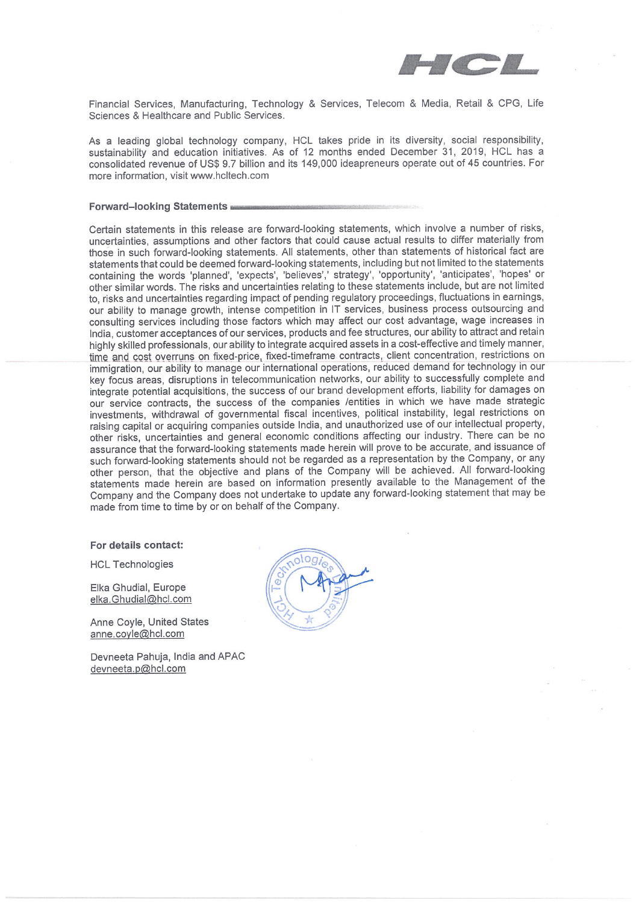Financial Services, Manufacturing, Technology & Services, Telecom & Media, Retail & CPG, Life Sciences & Healthcare and Public Services.

As a leading global technology company, HCL takes pride in its diversity, social responsibility, sustainability and education initiatives. As of 12 months ended December 31, 2019, HCL has a consolidated revenue of US$ 9.7 billion and its 149,000 ideapreneurs operate out of 45 countries. For more information, visit www.hcltech.com

**Forward–looking Statements**

Certain statements in this release are forward-looking statements, which involve a number of risks, uncertainties, assumptions and other factors that could cause actual results to differ materially from those in such forward-looking statements. All statements, other than statements of historical fact are statements that could be deemed forward-looking statements, including but not limited to the statements containing the words 'planned', 'expects', 'believes',' strategy', 'opportunity', 'anticipates', 'hopes' or other similar words. The risks and uncertainties relating to these statements include, but are not limited to, risks and uncertainties regarding impact of pending regulatory proceedings, fluctuations in earnings, our ability to manage growth, intense competition in IT services, business process outsourcing and consulting services including those factors which may affect our cost advantage, wage increases in India, customer acceptances of our services, products and fee structures, our ability to attract and retain highly skilled professionals, our ability to integrate acquired assets in a cost-effective and timely manner, time and cost overruns on fixed-price, fixed-timeframe contracts, client concentration, restrictions on immigration, our ability to manage our international operations, reduced demand for technology in our key focus areas, disruptions in telecommunication networks, our ability to successfully complete and integrate potential acquisitions, the success of our brand development efforts, liability for damages on our service contracts, the success of the companies /entities in which we have made strategic investments, withdrawal of governmental fiscal incentives, political instability, legal restrictions on raising capital or acquiring companies outside India, and unauthorized use of our intellectual property, other risks, uncertainties and general economic conditions affecting our industry. There can be no assurance that the forward-looking statements made herein will prove to be accurate, and issuance of such forward-looking statements should not be regarded as a representation by the Company, or any other person, that the objective and plans of the Company will be achieved. All forward-looking statements made herein are based on information presently available to the Management of the Company and the Company does not undertake to update any forward-looking statement that may be made from time to time by or on behalf of the Company.

**For details contact:**

HCL Technologies

Elka Ghudial, Europe
elka.Ghudial@hcl.com

Anne Coyle, United States
anne.coyle@hcl.com

Devneeta Pahuja, India and APAC
devneeta.p@hcl.com